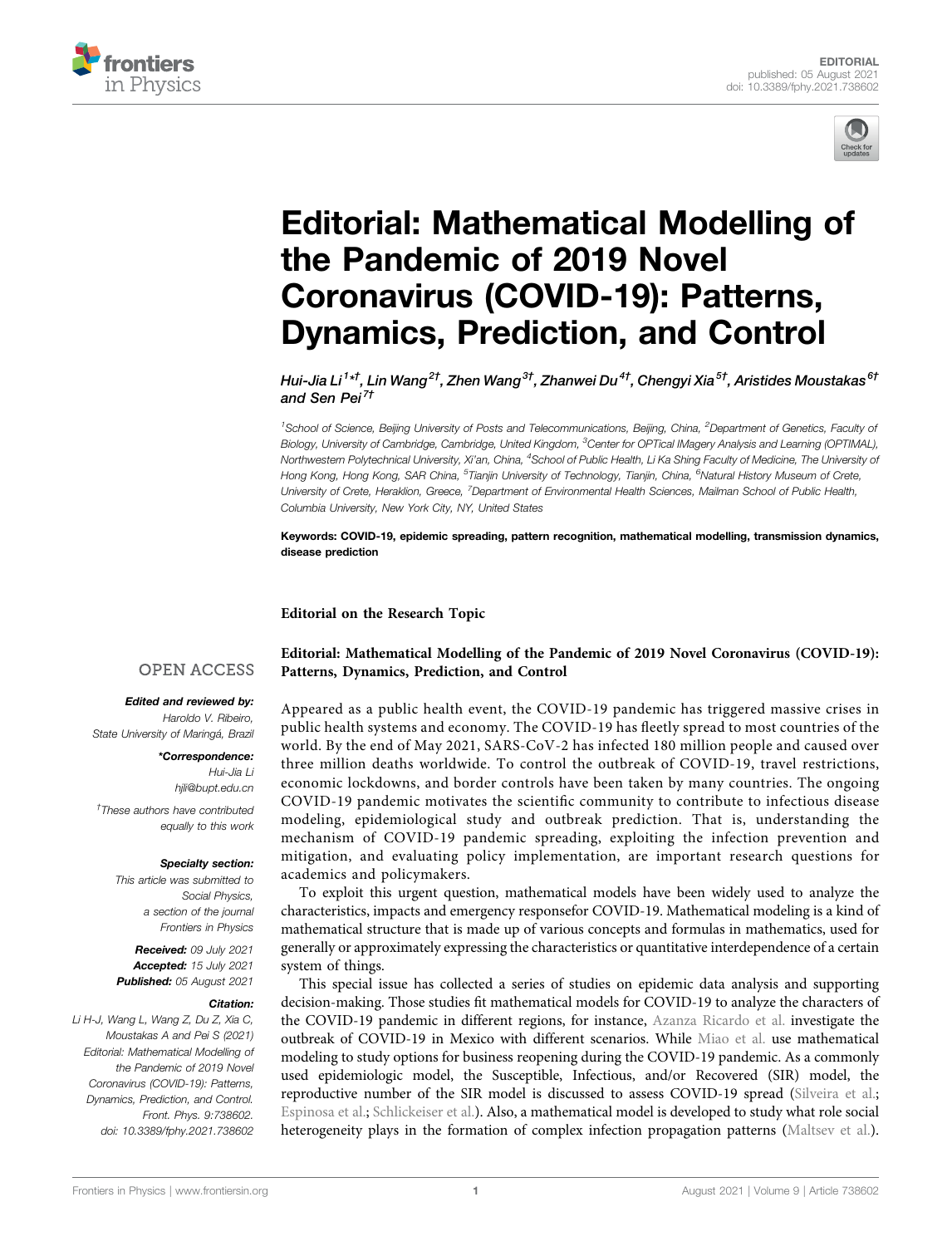EDITORIAL
published: 05 August 2021
doi: 10.3389/fphy.2021.738602

# Editorial: Mathematical Modelling of the Pandemic of 2019 Novel Coronavirus (COVID-19): Patterns, Dynamics, Prediction, and Control

*Hui-Jia Li[1]*†, Lin Wang[2]†, Zhen Wang[3]†, Zhanwei Du[4]†, Chengyi Xia[5]†, Aristides Moustakas[6]† and Sen Pei[7]†*

[1]School of Science, Beijing University of Posts and Telecommunications, Beijing, China, [2]Department of Genetics, Faculty of Biology, University of Cambridge, Cambridge, United Kingdom, [3]Center for OPTical IMagery Analysis and Learning (OPTIMAL), Northwestern Polytechnical University, Xi'an, China, [4]School of Public Health, Li Ka Shing Faculty of Medicine, The University of Hong Kong, Hong Kong, SAR China, [5]Tianjin University of Technology, Tianjin, China, [6]Natural History Museum of Crete, University of Crete, Heraklion, Greece, [7]Department of Environmental Health Sciences, Mailman School of Public Health, Columbia University, New York City, NY, United States

**Keywords: COVID-19, epidemic spreading, pattern recognition, mathematical modelling, transmission dynamics, disease prediction**

OPEN ACCESS

***Edited and reviewed by:***
*Haroldo V. Ribeiro,*
*State University of Maringá, Brazil*

***\*Correspondence:***
*Hui-Jia Li*
*hjli@bupt.edu.cn*

*†These authors have contributed equally to this work*

***Specialty section:***
*This article was submitted to Social Physics, a section of the journal Frontiers in Physics*

***Received:*** *09 July 2021*
***Accepted:*** *15 July 2021*
***Published:*** *05 August 2021*

***Citation:***
*Li H-J, Wang L, Wang Z, Du Z, Xia C, Moustakas A and Pei S (2021) Editorial: Mathematical Modelling of the Pandemic of 2019 Novel Coronavirus (COVID-19): Patterns, Dynamics, Prediction, and Control. Front. Phys. 9:738602. doi: 10.3389/fphy.2021.738602*

**Editorial on the Research Topic**

**Editorial: Mathematical Modelling of the Pandemic of 2019 Novel Coronavirus (COVID-19): Patterns, Dynamics, Prediction, and Control**

Appeared as a public health event, the COVID-19 pandemic has triggered massive crises in public health systems and economy. The COVID-19 has fleetly spread to most countries of the world. By the end of May 2021, SARS-CoV-2 has infected 180 million people and caused over three million deaths worldwide. To control the outbreak of COVID-19, travel restrictions, economic lockdowns, and border controls have been taken by many countries. The ongoing COVID-19 pandemic motivates the scientific community to contribute to infectious disease modeling, epidemiological study and outbreak prediction. That is, understanding the mechanism of COVID-19 pandemic spreading, exploiting the infection prevention and mitigation, and evaluating policy implementation, are important research questions for academics and policymakers.

To exploit this urgent question, mathematical models have been widely used to analyze the characteristics, impacts and emergency responsefor COVID-19. Mathematical modeling is a kind of mathematical structure that is made up of various concepts and formulas in mathematics, used for generally or approximately expressing the characteristics or quantitative interdependence of a certain system of things.

This special issue has collected a series of studies on epidemic data analysis and supporting decision-making. Those studies fit mathematical models for COVID-19 to analyze the characters of the COVID-19 pandemic in different regions, for instance, Azanza Ricardo et al. investigate the outbreak of COVID-19 in Mexico with different scenarios. While Miao et al. use mathematical modeling to study options for business reopening during the COVID-19 pandemic. As a commonly used epidemiologic model, the Susceptible, Infectious, and/or Recovered (SIR) model, the reproductive number of the SIR model is discussed to assess COVID-19 spread (Silveira et al.; Espinosa et al.; Schlickeiser et al.). Also, a mathematical model is developed to study what role social heterogeneity plays in the formation of complex infection propagation patterns (Maltsev et al.).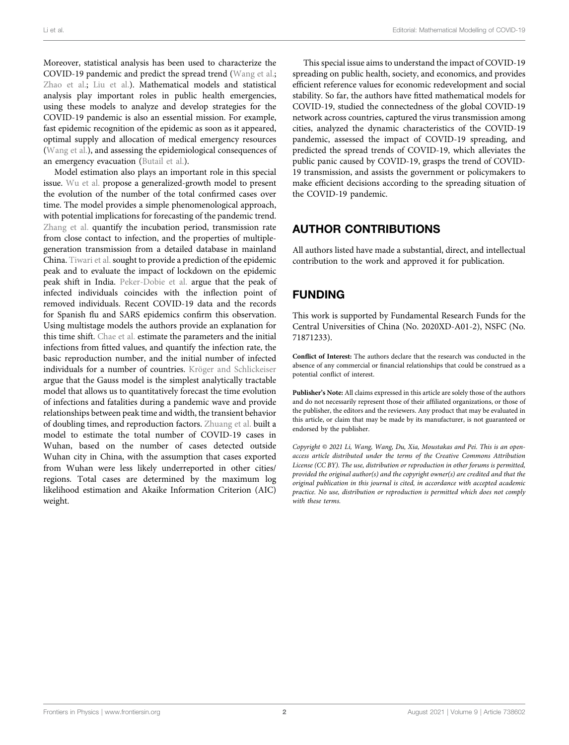Moreover, statistical analysis has been used to characterize the COVID-19 pandemic and predict the spread trend (Wang et al.; Zhao et al.; Liu et al.). Mathematical models and statistical analysis play important roles in public health emergencies, using these models to analyze and develop strategies for the COVID-19 pandemic is also an essential mission. For example, fast epidemic recognition of the epidemic as soon as it appeared, optimal supply and allocation of medical emergency resources (Wang et al.), and assessing the epidemiological consequences of an emergency evacuation (Butail et al.).

Model estimation also plays an important role in this special issue. Wu et al. propose a generalized-growth model to present the evolution of the number of the total confirmed cases over time. The model provides a simple phenomenological approach, with potential implications for forecasting of the pandemic trend. Zhang et al. quantify the incubation period, transmission rate from close contact to infection, and the properties of multiple-generation transmission from a detailed database in mainland China. Tiwari et al. sought to provide a prediction of the epidemic peak and to evaluate the impact of lockdown on the epidemic peak shift in India. Peker-Dobie et al. argue that the peak of infected individuals coincides with the inflection point of removed individuals. Recent COVID-19 data and the records for Spanish flu and SARS epidemics confirm this observation. Using multistage models the authors provide an explanation for this time shift. Chae et al. estimate the parameters and the initial infections from fitted values, and quantify the infection rate, the basic reproduction number, and the initial number of infected individuals for a number of countries. Kröger and Schlickeiser argue that the Gauss model is the simplest analytically tractable model that allows us to quantitatively forecast the time evolution of infections and fatalities during a pandemic wave and provide relationships between peak time and width, the transient behavior of doubling times, and reproduction factors. Zhuang et al. built a model to estimate the total number of COVID-19 cases in Wuhan, based on the number of cases detected outside Wuhan city in China, with the assumption that cases exported from Wuhan were less likely underreported in other cities/regions. Total cases are determined by the maximum log likelihood estimation and Akaike Information Criterion (AIC) weight.

This special issue aims to understand the impact of COVID-19 spreading on public health, society, and economics, and provides efficient reference values for economic redevelopment and social stability. So far, the authors have fitted mathematical models for COVID-19, studied the connectedness of the global COVID-19 network across countries, captured the virus transmission among cities, analyzed the dynamic characteristics of the COVID-19 pandemic, assessed the impact of COVID-19 spreading, and predicted the spread trends of COVID-19, which alleviates the public panic caused by COVID-19, grasps the trend of COVID-19 transmission, and assists the government or policymakers to make efficient decisions according to the spreading situation of the COVID-19 pandemic.

## AUTHOR CONTRIBUTIONS

All authors listed have made a substantial, direct, and intellectual contribution to the work and approved it for publication.

## FUNDING

This work is supported by Fundamental Research Funds for the Central Universities of China (No. 2020XD-A01-2), NSFC (No. 71871233).

**Conflict of Interest:** The authors declare that the research was conducted in the absence of any commercial or financial relationships that could be construed as a potential conflict of interest.

**Publisher's Note:** All claims expressed in this article are solely those of the authors and do not necessarily represent those of their affiliated organizations, or those of the publisher, the editors and the reviewers. Any product that may be evaluated in this article, or claim that may be made by its manufacturer, is not guaranteed or endorsed by the publisher.

*Copyright © 2021 Li, Wang, Wang, Du, Xia, Moustakas and Pei. This is an open-access article distributed under the terms of the Creative Commons Attribution License (CC BY). The use, distribution or reproduction in other forums is permitted, provided the original author(s) and the copyright owner(s) are credited and that the original publication in this journal is cited, in accordance with accepted academic practice. No use, distribution or reproduction is permitted which does not comply with these terms.*